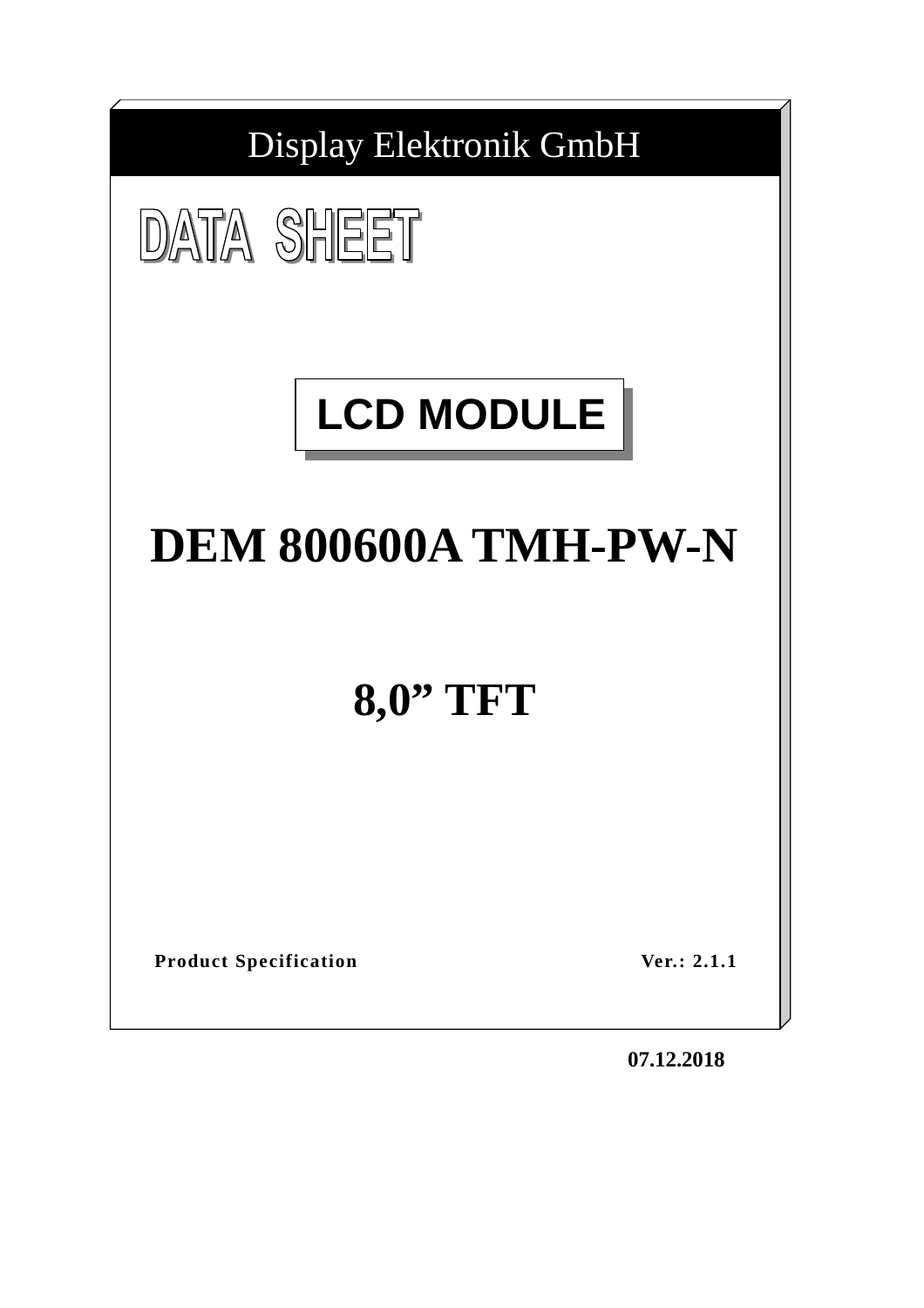Display Elektronik GmbH

# DATA SHEET

## LCD MODULE

# DEM 800600A TMH-PW-N

# 8,0” TFT

**Product Specification** **Ver.: 2.1.1**

**07.12.2018**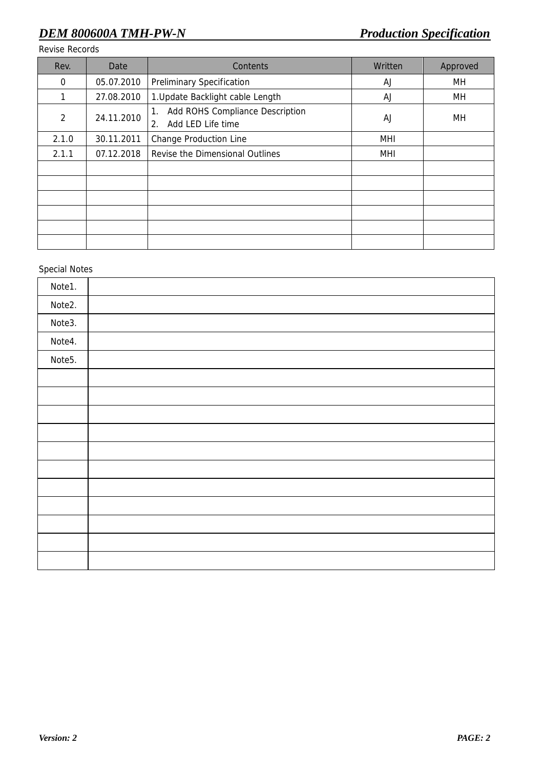Revise Records

| Rev. | Date | Contents | Written | Approved |
|---|---|---|---|---|
| 0 | 05.07.2010 | Preliminary Specification | AJ | MH |
| 1 | 27.08.2010 | 1.Update Backlight cable Length | AJ | MH |
| 2 | 24.11.2010 | 1. Add ROHS Compliance Description<br>2. Add LED Life time | AJ | MH |
| 2.1.0 | 30.11.2011 | Change Production Line | MHI | |
| 2.1.1 | 07.12.2018 | Revise the Dimensional Outlines | MHI | |
| | | | | |
| | | | | |
| | | | | |
| | | | | |
| | | | | |
| | | | | |

Special Notes

| | |
|---|---|
| Note1. | |
| Note2. | |
| Note3. | |
| Note4. | |
| Note5. | |
| | |
| | |
| | |
| | |
| | |
| | |
| | |
| | |
| | |
| | |
| | |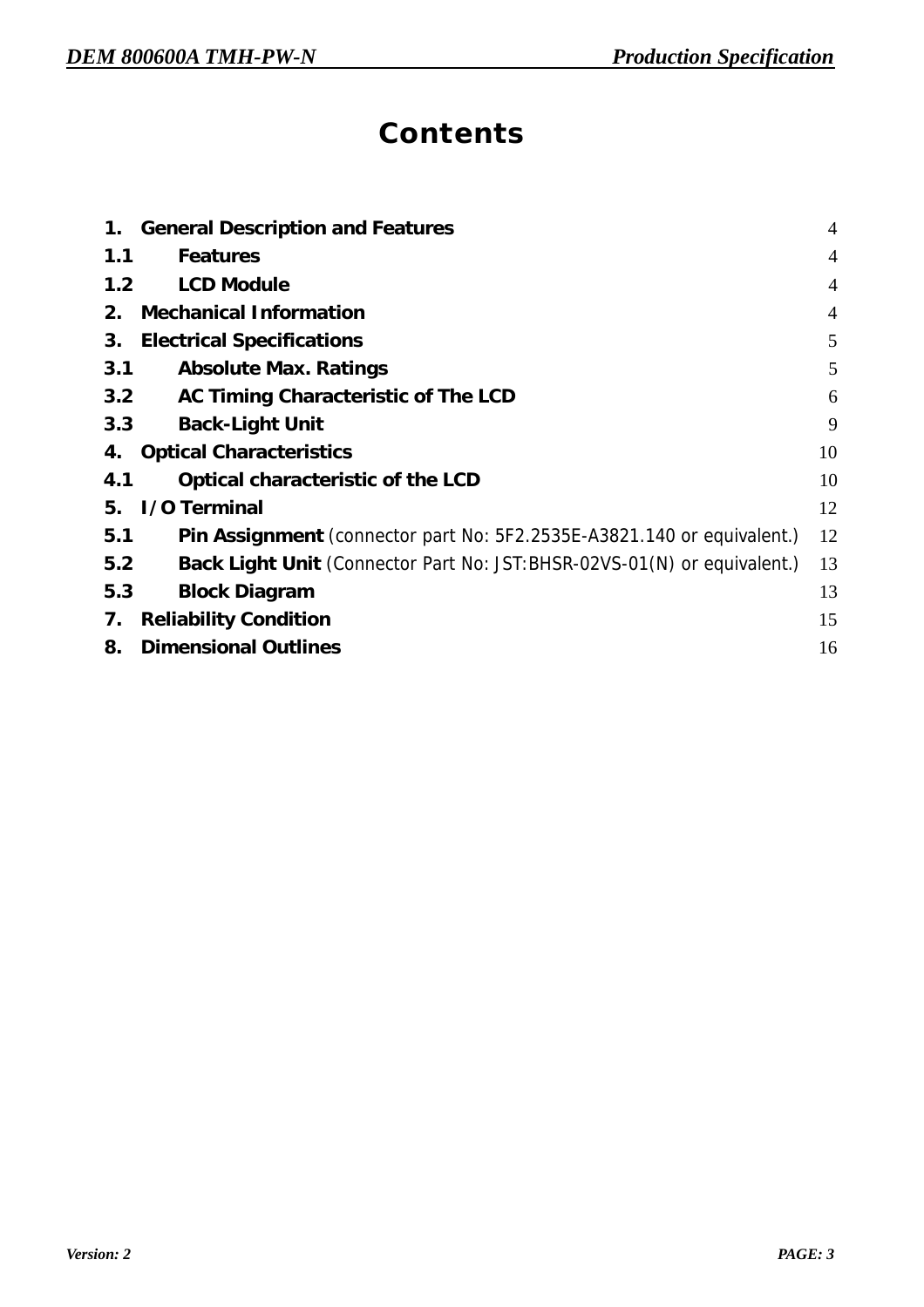# Contents

| | | |
|---|---|---|
| **1.** | **General Description and Features** | 4 |
| **1.1** | **Features** | 4 |
| **1.2** | **LCD Module** | 4 |
| **2.** | **Mechanical Information** | 4 |
| **3.** | **Electrical Specifications** | 5 |
| **3.1** | **Absolute Max. Ratings** | 5 |
| **3.2** | **AC Timing Characteristic of The LCD** | 6 |
| **3.3** | **Back-Light Unit** | 9 |
| **4.** | **Optical Characteristics** | 10 |
| **4.1** | **Optical characteristic of the LCD** | 10 |
| **5.** | **I/O Terminal** | 12 |
| **5.1** | **Pin Assignment** (connector part No: 5F2.2535E-A3821.140 or equivalent.) | 12 |
| **5.2** | **Back Light Unit** (Connector Part No: JST:BHSR-02VS-01(N) or equivalent.) | 13 |
| **5.3** | **Block Diagram** | 13 |
| **7.** | **Reliability Condition** | 15 |
| **8.** | **Dimensional Outlines** | 16 |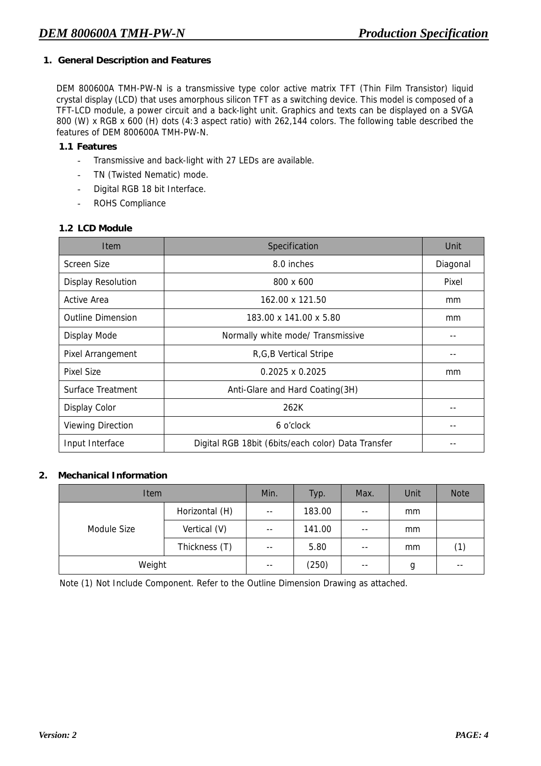## 1. General Description and Features

DEM 800600A TMH-PW-N is a transmissive type color active matrix TFT (Thin Film Transistor) liquid crystal display (LCD) that uses amorphous silicon TFT as a switching device. This model is composed of a TFT-LCD module, a power circuit and a back-light unit. Graphics and texts can be displayed on a SVGA 800 (W) x RGB x 600 (H) dots (4:3 aspect ratio) with 262,144 colors. The following table described the features of DEM 800600A TMH-PW-N.

### 1.1 Features

- Transmissive and back-light with 27 LEDs are available.
- TN (Twisted Nematic) mode.
- Digital RGB 18 bit Interface.
- ROHS Compliance

### 1.2 LCD Module

| Item | Specification | Unit |
|---|---|---|
| Screen Size | 8.0 inches | Diagonal |
| Display Resolution | 800 x 600 | Pixel |
| Active Area | 162.00 x 121.50 | mm |
| Outline Dimension | 183.00 x 141.00 x 5.80 | mm |
| Display Mode | Normally white mode/ Transmissive | -- |
| Pixel Arrangement | R,G,B Vertical Stripe | -- |
| Pixel Size | 0.2025 x 0.2025 | mm |
| Surface Treatment | Anti-Glare and Hard Coating(3H) | |
| Display Color | 262K | -- |
| Viewing Direction | 6 o'clock | -- |
| Input Interface | Digital RGB 18bit (6bits/each color) Data Transfer | -- |

## 2. Mechanical Information

| Item | | Min. | Typ. | Max. | Unit | Note |
|---|---|---|---|---|---|---|
| Module Size | Horizontal (H) | -- | 183.00 | -- | mm | |
| | Vertical (V) | -- | 141.00 | -- | mm | |
| | Thickness (T) | -- | 5.80 | -- | mm | (1) |
| Weight | | -- | (250) | -- | g | -- |

Note (1) Not Include Component. Refer to the Outline Dimension Drawing as attached.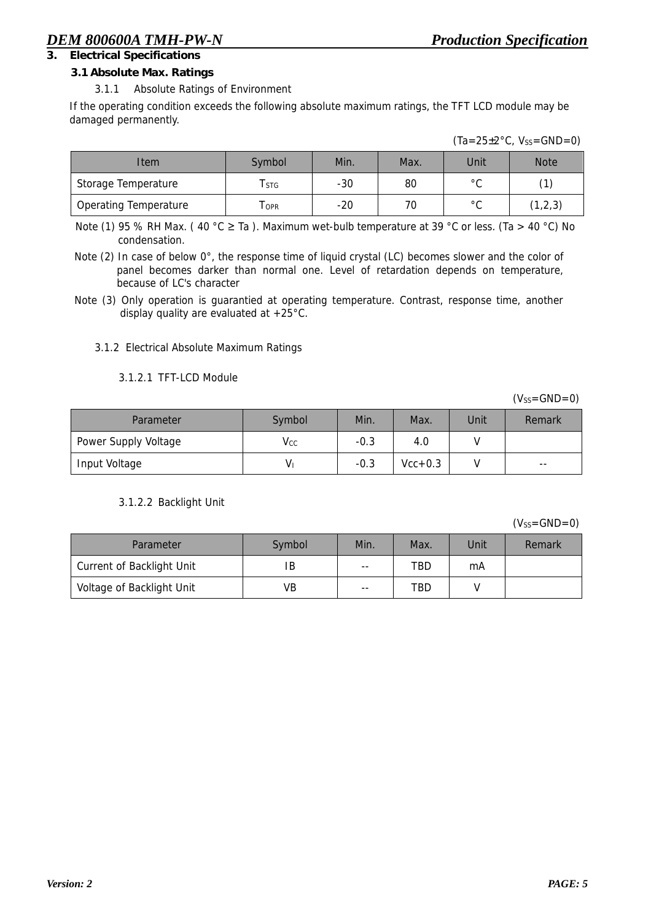## 3. Electrical Specifications

### 3.1 Absolute Max. Ratings

3.1.1 Absolute Ratings of Environment

If the operating condition exceeds the following absolute maximum ratings, the TFT LCD module may be damaged permanently.

(Ta=25±2°C, $V_{SS}$=GND=0)

| Item | Symbol | Min. | Max. | Unit | Note |
|---|---|---|---|---|---|
| Storage Temperature | $T_{STG}$ | -30 | 80 | °C | (1) |
| Operating Temperature | $T_{OPR}$ | -20 | 70 | °C | (1,2,3) |

Note (1) 95 % RH Max. ( 40 °C ≥ Ta ). Maximum wet-bulb temperature at 39 °C or less. (Ta > 40 °C) No condensation.

Note (2) In case of below 0°, the response time of liquid crystal (LC) becomes slower and the color of panel becomes darker than normal one. Level of retardation depends on temperature, because of LC's character

Note (3) Only operation is guarantied at operating temperature. Contrast, response time, another display quality are evaluated at +25°C.

3.1.2 Electrical Absolute Maximum Ratings

3.1.2.1 TFT-LCD Module

($V_{SS}$=GND=0)

| Parameter | Symbol | Min. | Max. | Unit | Remark |
|---|---|---|---|---|---|
| Power Supply Voltage | $V_{CC}$ | -0.3 | 4.0 | V | |
| Input Voltage | $V_I$ | -0.3 | Vcc+0.3 | V | -- |

3.1.2.2 Backlight Unit

($V_{SS}$=GND=0)

| Parameter | Symbol | Min. | Max. | Unit | Remark |
|---|---|---|---|---|---|
| Current of Backlight Unit | IB | -- | TBD | mA | |
| Voltage of Backlight Unit | VB | -- | TBD | V | |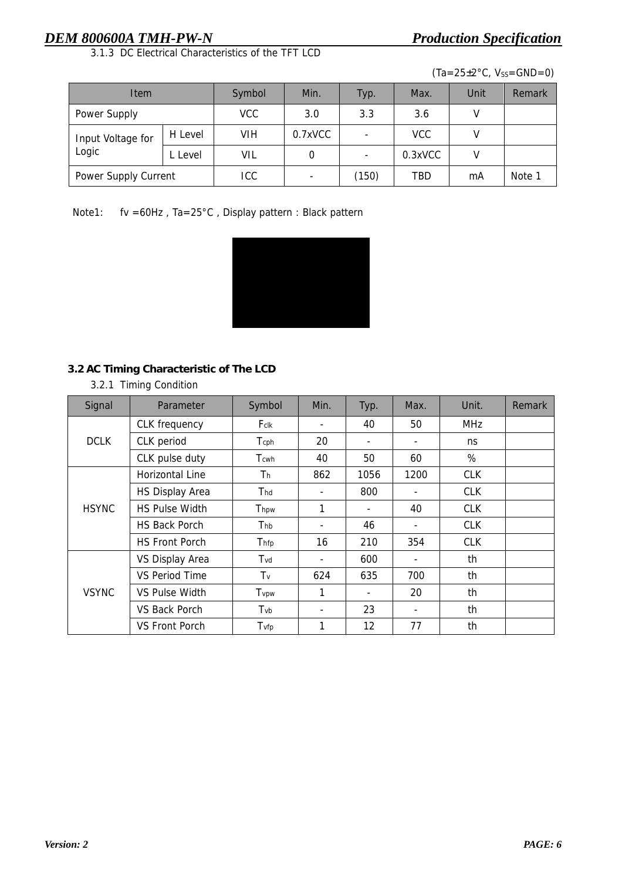3.1.3 DC Electrical Characteristics of the TFT LCD

(Ta=25±2°C, $V_{SS}$=GND=0)

| Item | | Symbol | Min. | Typ. | Max. | Unit | Remark |
|---|---|---|---|---|---|---|---|
| Power Supply | | VCC | 3.0 | 3.3 | 3.6 | V | |
| Input Voltage for Logic | H Level | VIH | 0.7xVCC | - | VCC | V | |
| | L Level | VIL | 0 | - | 0.3xVCC | V | |
| Power Supply Current | | ICC | - | (150) | TBD | mA | Note 1 |

Note1: fv =60Hz , Ta=25°C , Display pattern : Black pattern

### 3.2 AC Timing Characteristic of The LCD

3.2.1 Timing Condition

| Signal | Parameter | Symbol | Min. | Typ. | Max. | Unit. | Remark |
|---|---|---|---|---|---|---|---|
| DCLK | CLK frequency | $F_{clk}$ | - | 40 | 50 | MHz | |
| | CLK period | $T_{cph}$ | 20 | - | - | ns | |
| | CLK pulse duty | $T_{cwh}$ | 40 | 50 | 60 | % | |
| HSYNC | Horizontal Line | $T_h$ | 862 | 1056 | 1200 | CLK | |
| | HS Display Area | $T_{hd}$ | - | 800 | - | CLK | |
| | HS Pulse Width | $T_{hpw}$ | 1 | - | 40 | CLK | |
| | HS Back Porch | $T_{hb}$ | - | 46 | - | CLK | |
| | HS Front Porch | $T_{hfp}$ | 16 | 210 | 354 | CLK | |
| VSYNC | VS Display Area | $T_{vd}$ | - | 600 | - | th | |
| | VS Period Time | $T_v$ | 624 | 635 | 700 | th | |
| | VS Pulse Width | $T_{vpw}$ | 1 | - | 20 | th | |
| | VS Back Porch | $T_{vb}$ | - | 23 | - | th | |
| | VS Front Porch | $T_{vfp}$ | 1 | 12 | 77 | th | |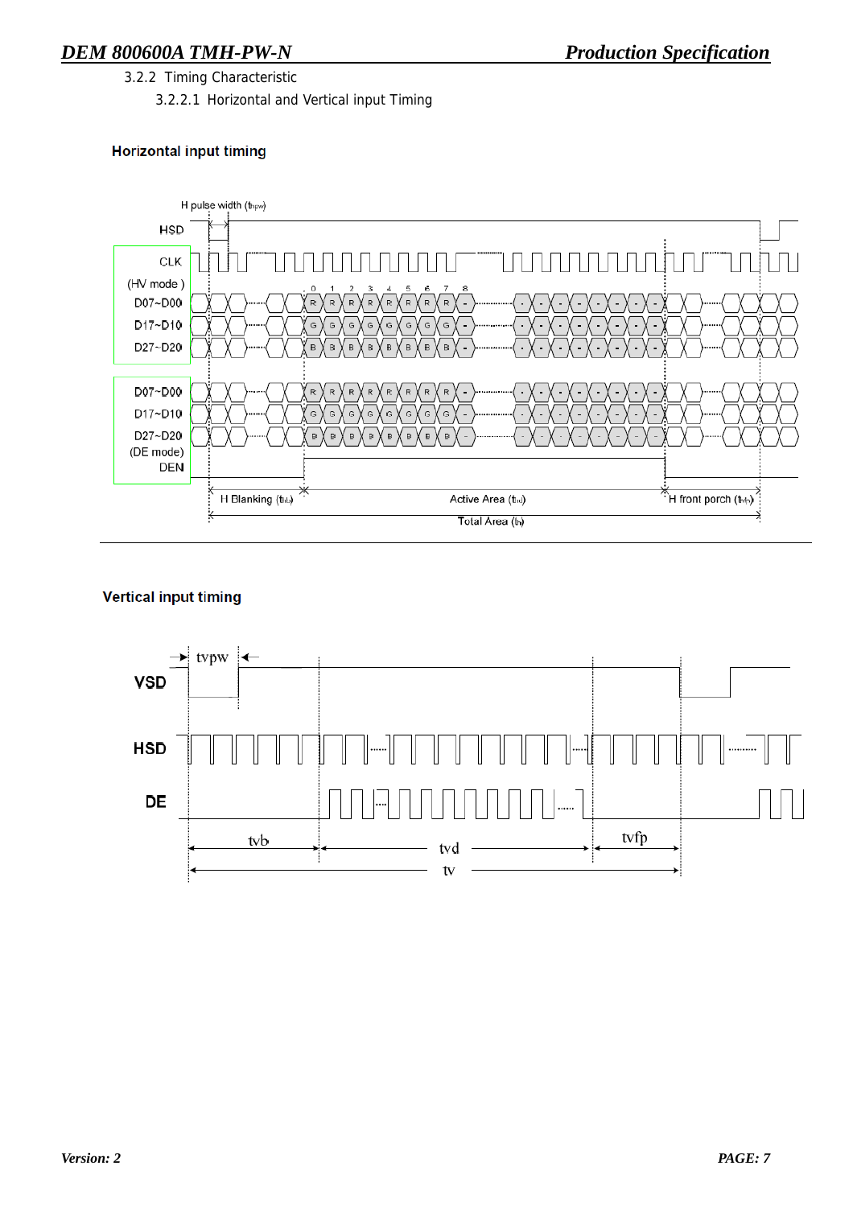3.2.2 Timing Characteristic

3.2.2.1 Horizontal and Vertical input Timing

**Horizontal input timing**

**Vertical input timing**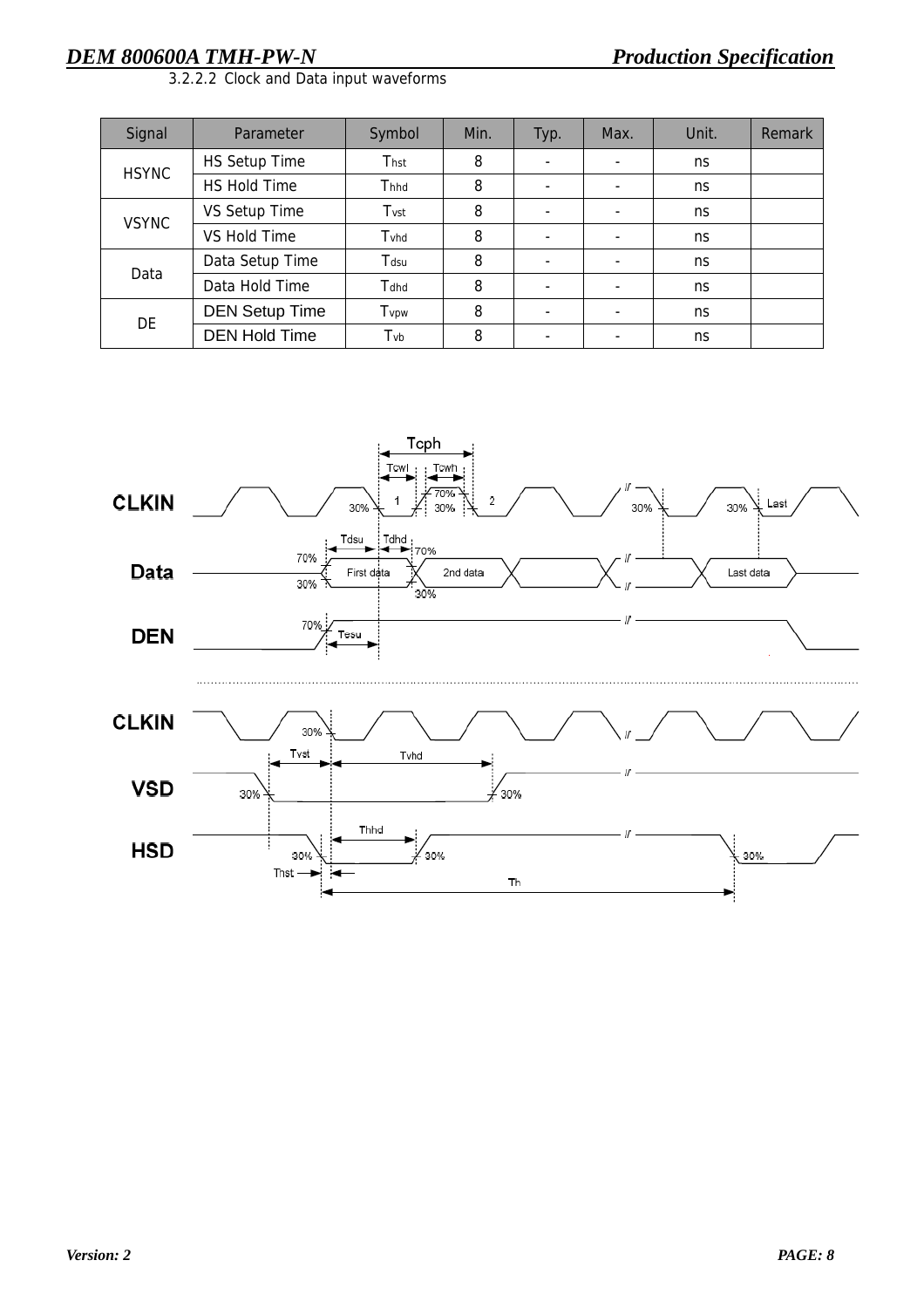3.2.2.2 Clock and Data input waveforms

| Signal | Parameter | Symbol | Min. | Typ. | Max. | Unit. | Remark |
|---|---|---|---|---|---|---|---|
| HSYNC | HS Setup Time | $T_{hst}$ | 8 | - | - | ns | |
| | HS Hold Time | $T_{hhd}$ | 8 | - | - | ns | |
| VSYNC | VS Setup Time | $T_{vst}$ | 8 | - | - | ns | |
| | VS Hold Time | $T_{vhd}$ | 8 | - | - | ns | |
| Data | Data Setup Time | $T_{dsu}$ | 8 | - | - | ns | |
| | Data Hold Time | $T_{dhd}$ | 8 | - | - | ns | |
| DE | DEN Setup Time | $T_{vpw}$ | 8 | - | - | ns | |
| | DEN Hold Time | $T_{vb}$ | 8 | - | - | ns | |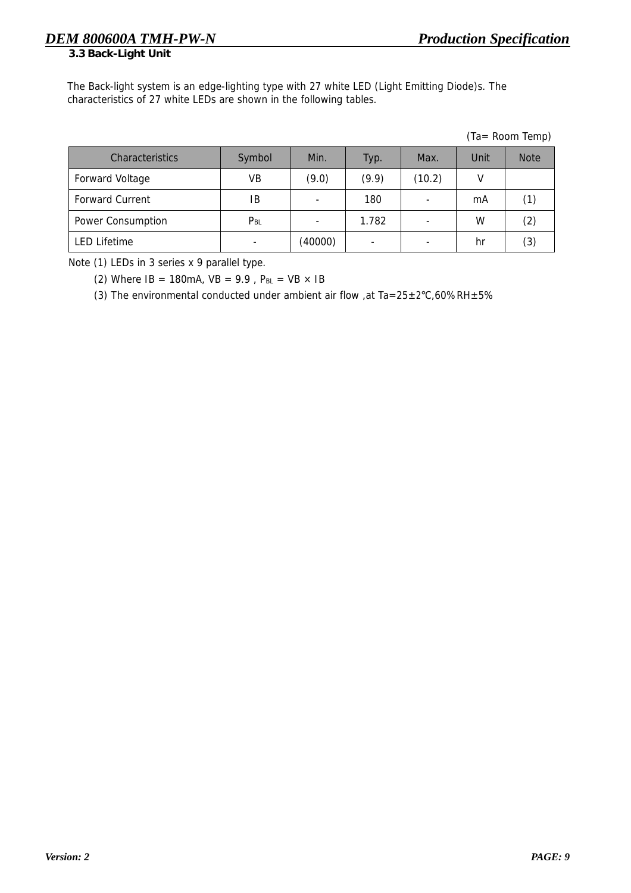### 3.3 Back-Light Unit

The Back-light system is an edge-lighting type with 27 white LED (Light Emitting Diode)s. The characteristics of 27 white LEDs are shown in the following tables.

(Ta= Room Temp)

| Characteristics | Symbol | Min. | Typ. | Max. | Unit | Note |
|---|---|---|---|---|---|---|
| Forward Voltage | VB | (9.0) | (9.9) | (10.2) | V | |
| Forward Current | IB | - | 180 | - | mA | (1) |
| Power Consumption | $P_{BL}$ | - | 1.782 | - | W | (2) |
| LED Lifetime | - | (40000) | - | - | hr | (3) |

Note (1) LEDs in 3 series x 9 parallel type.

(2) Where IB = 180mA, VB = 9.9 , $P_{BL}$ = VB × IB

(3) The environmental conducted under ambient air flow ,at Ta=25±2℃,60% RH±5%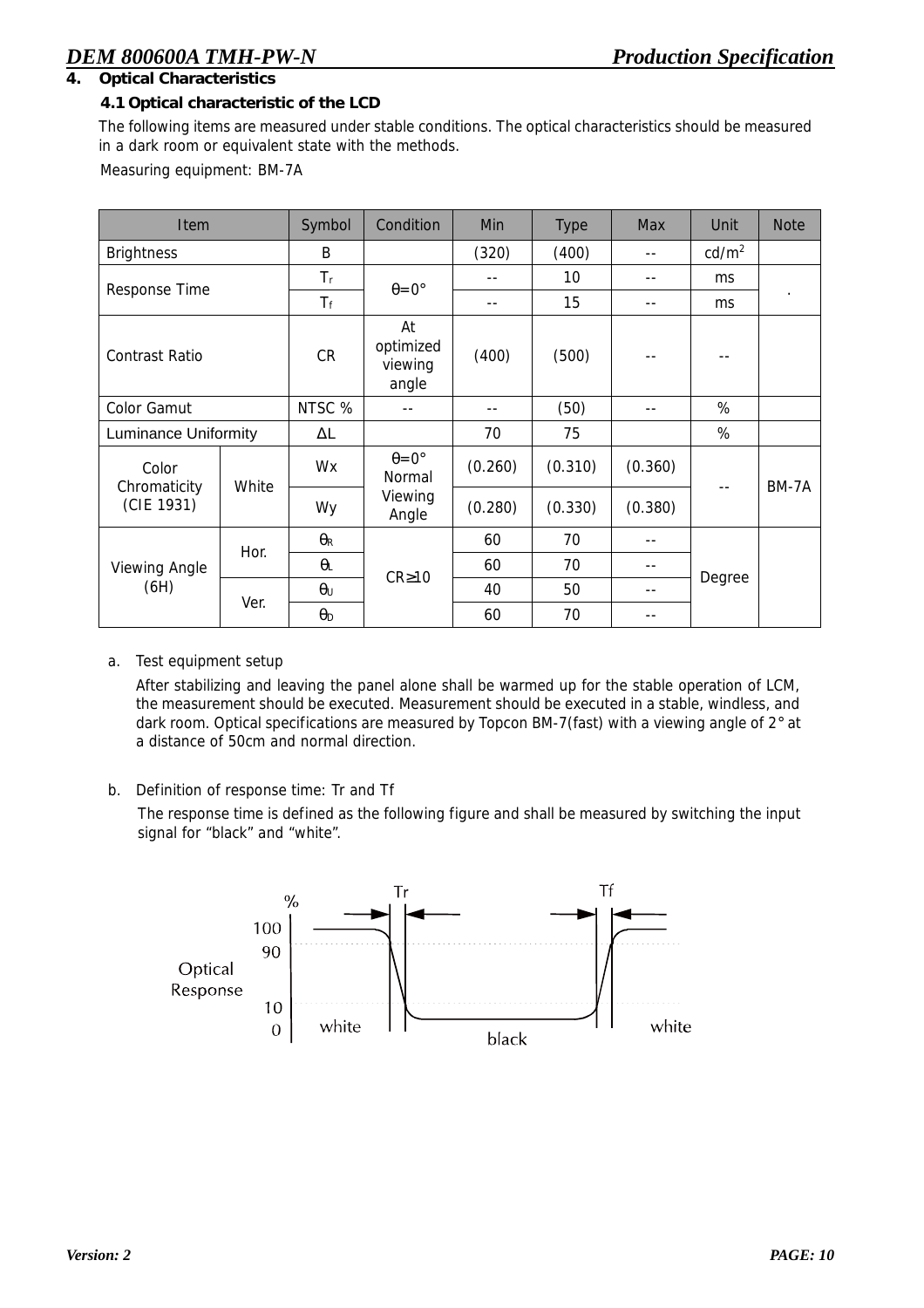## 4. Optical Characteristics

### 4.1 Optical characteristic of the LCD

The following items are measured under stable conditions. The optical characteristics should be measured in a dark room or equivalent state with the methods.

Measuring equipment: BM-7A

| Item | | Symbol | Condition | Min | Type | Max | Unit | Note |
|---|---|---|---|---|---|---|---|---|
| Brightness | | B | | (320) | (400) | -- | cd/m$^2$ | |
| Response Time | | $T_r$ | θ=0° | -- | 10 | -- | ms | . |
| | | $T_f$ | | -- | 15 | -- | ms | |
| Contrast Ratio | | CR | At optimized viewing angle | (400) | (500) | -- | -- | |
| Color Gamut | | NTSC % | -- | -- | (50) | -- | % | |
| Luminance Uniformity | | ΔL | | 70 | 75 | | % | |
| Color Chromaticity (CIE 1931) | White | Wx | θ=0° Normal Viewing Angle | (0.260) | (0.310) | (0.360) | -- | BM-7A |
| | | Wy | | (0.280) | (0.330) | (0.380) | | |
| Viewing Angle (6H) | Hor. | $\theta_R$ | CR≥10 | 60 | 70 | -- | Degree | |
| | | $\theta_L$ | | 60 | 70 | -- | | |
| | Ver. | $\theta_U$ | | 40 | 50 | -- | | |
| | | $\theta_D$ | | 60 | 70 | -- | | |

a. Test equipment setup

After stabilizing and leaving the panel alone shall be warmed up for the stable operation of LCM, the measurement should be executed. Measurement should be executed in a stable, windless, and dark room. Optical specifications are measured by Topcon BM-7(fast) with a viewing angle of 2° at a distance of 50cm and normal direction.

b. Definition of response time: Tr and Tf

The response time is defined as the following figure and shall be measured by switching the input signal for "black" and "white".

Tr Tf
%
100
90
Optical Response
10
0
white black white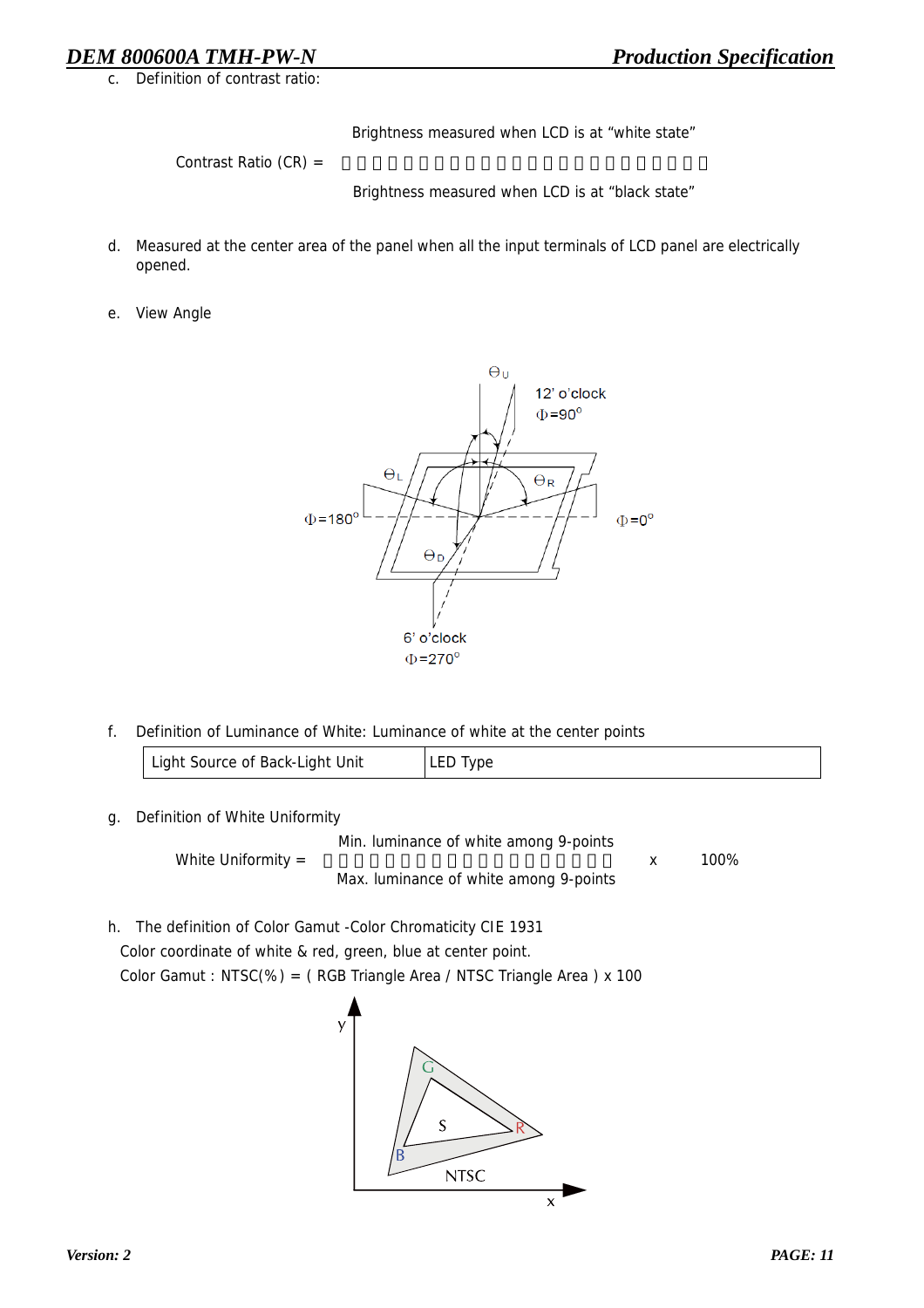c. Definition of contrast ratio:

$$\text{Contrast Ratio (CR)} = \frac{\text{Brightness measured when LCD is at "white state"}}{\text{Brightness measured when LCD is at "black state"}}$$

d. Measured at the center area of the panel when all the input terminals of LCD panel are electrically opened.

e. View Angle

f. Definition of Luminance of White: Luminance of white at the center points

| Light Source of Back-Light Unit | LED Type |
|---|---|

g. Definition of White Uniformity

$$\text{White Uniformity} = \frac{\text{Min. luminance of white among 9-points}}{\text{Max. luminance of white among 9-points}} \times 100\%$$

h. The definition of Color Gamut -Color Chromaticity CIE 1931

Color coordinate of white & red, green, blue at center point.

Color Gamut : NTSC(%) = ( RGB Triangle Area / NTSC Triangle Area ) x 100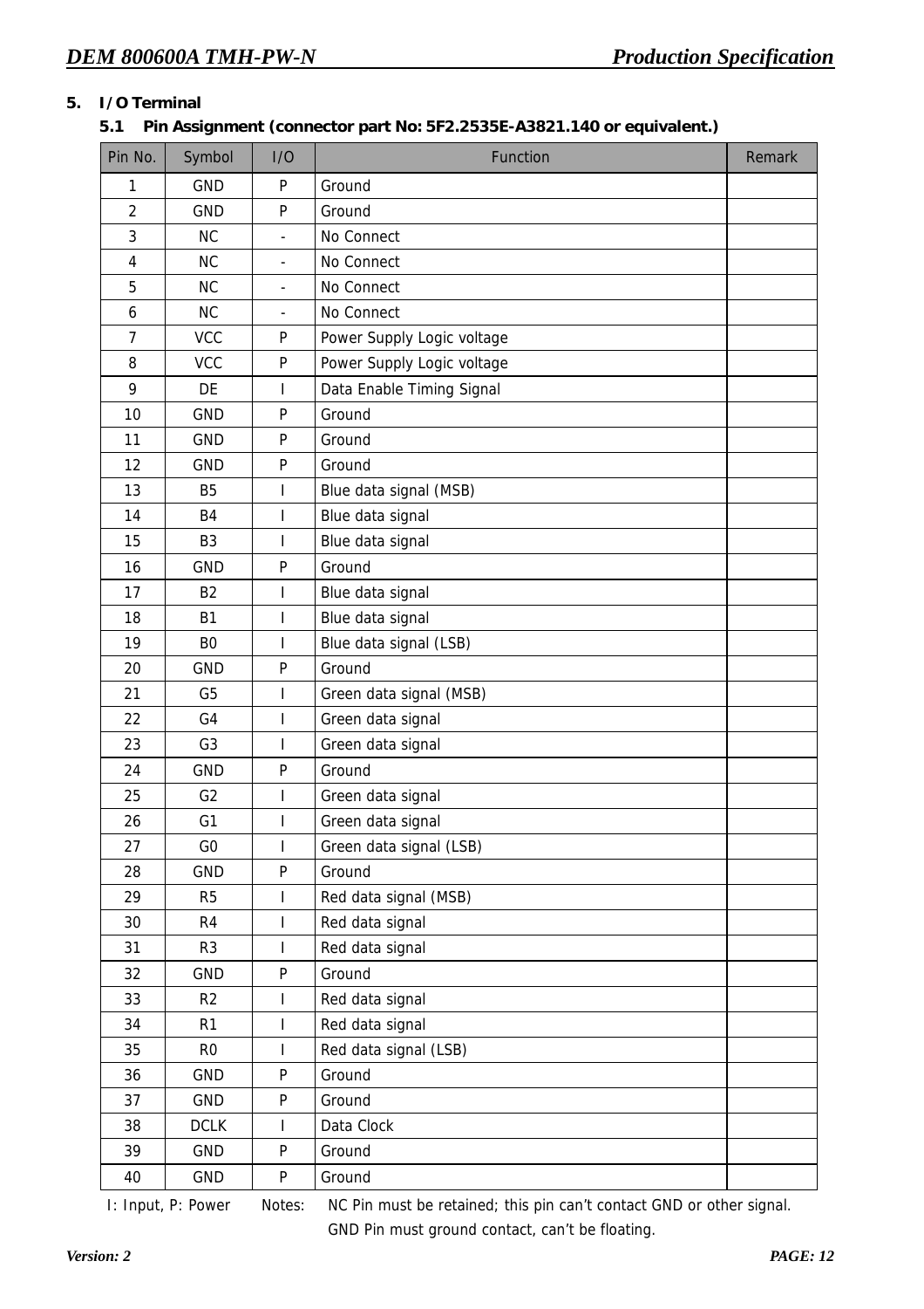## 5. I/O Terminal

### 5.1 Pin Assignment (connector part No: 5F2.2535E-A3821.140 or equivalent.)

| Pin No. | Symbol | I/O | Function | Remark |
|---|---|---|---|---|
| 1 | GND | P | Ground | |
| 2 | GND | P | Ground | |
| 3 | NC | - | No Connect | |
| 4 | NC | - | No Connect | |
| 5 | NC | - | No Connect | |
| 6 | NC | - | No Connect | |
| 7 | VCC | P | Power Supply Logic voltage | |
| 8 | VCC | P | Power Supply Logic voltage | |
| 9 | DE | I | Data Enable Timing Signal | |
| 10 | GND | P | Ground | |
| 11 | GND | P | Ground | |
| 12 | GND | P | Ground | |
| 13 | B5 | I | Blue data signal (MSB) | |
| 14 | B4 | I | Blue data signal | |
| 15 | B3 | I | Blue data signal | |
| 16 | GND | P | Ground | |
| 17 | B2 | I | Blue data signal | |
| 18 | B1 | I | Blue data signal | |
| 19 | B0 | I | Blue data signal (LSB) | |
| 20 | GND | P | Ground | |
| 21 | G5 | I | Green data signal (MSB) | |
| 22 | G4 | I | Green data signal | |
| 23 | G3 | I | Green data signal | |
| 24 | GND | P | Ground | |
| 25 | G2 | I | Green data signal | |
| 26 | G1 | I | Green data signal | |
| 27 | G0 | I | Green data signal (LSB) | |
| 28 | GND | P | Ground | |
| 29 | R5 | I | Red data signal (MSB) | |
| 30 | R4 | I | Red data signal | |
| 31 | R3 | I | Red data signal | |
| 32 | GND | P | Ground | |
| 33 | R2 | I | Red data signal | |
| 34 | R1 | I | Red data signal | |
| 35 | R0 | I | Red data signal (LSB) | |
| 36 | GND | P | Ground | |
| 37 | GND | P | Ground | |
| 38 | DCLK | I | Data Clock | |
| 39 | GND | P | Ground | |
| 40 | GND | P | Ground | |

I: Input, P: Power    Notes: NC Pin must be retained; this pin can't contact GND or other signal.
GND Pin must ground contact, can't be floating.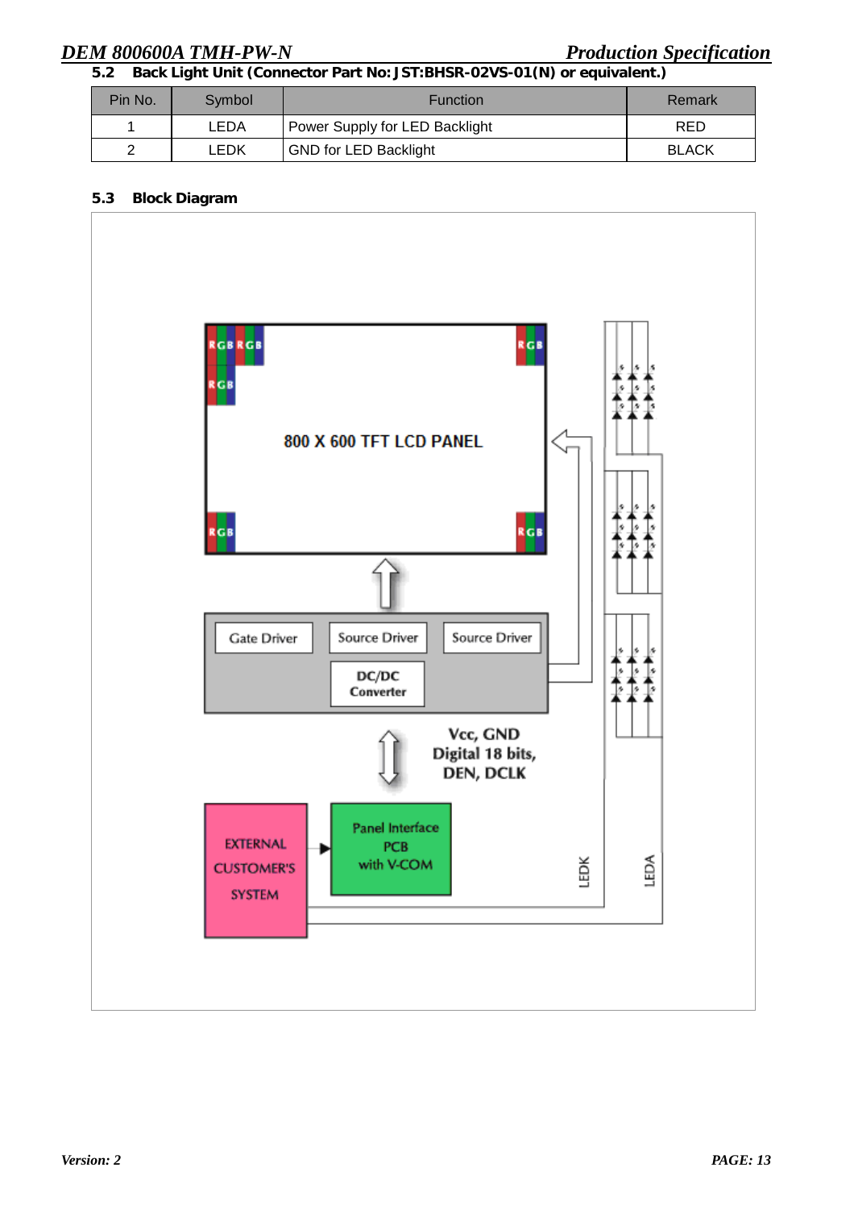### 5.2 Back Light Unit (Connector Part No: JST:BHSR-02VS-01(N) or equivalent.)

| Pin No. | Symbol | Function | Remark |
|---|---|---|---|
| 1 | LEDA | Power Supply for LED Backlight | RED |
| 2 | LEDK | GND for LED Backlight | BLACK |

### 5.3 Block Diagram

800 X 600 TFT LCD PANEL

Gate Driver

Source Driver

Source Driver

DC/DC Converter

Vcc, GND
Digital 18 bits,
DEN, DCLK

EXTERNAL CUSTOMER'S SYSTEM

Panel Interface PCB with V-COM

LEDK

LEDA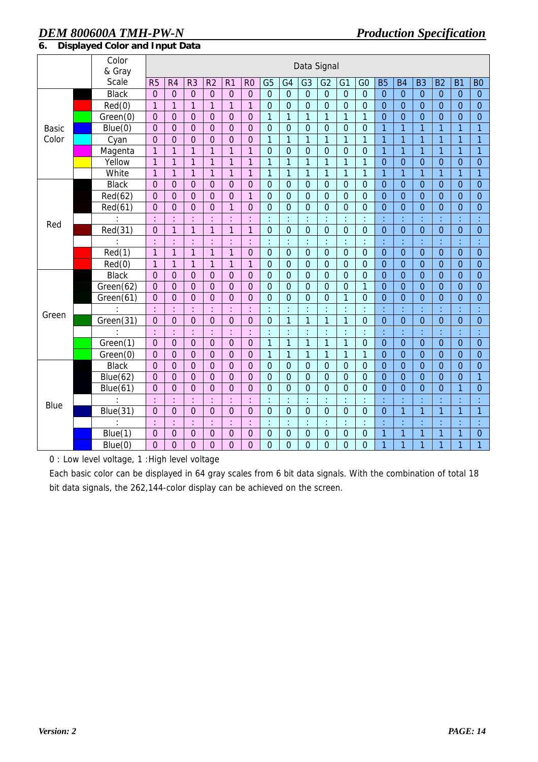## 6. Displayed Color and Input Data

| | Color & Gray Scale | Data Signal | | | | | | | | | | | | | | | | | |
|---|---|---|---|---|---|---|---|---|---|---|---|---|---|---|---|---|---|---|---|
| | | R5 | R4 | R3 | R2 | R1 | R0 | G5 | G4 | G3 | G2 | G1 | G0 | B5 | B4 | B3 | B2 | B1 | B0 |
| Basic Color | Black | 0 | 0 | 0 | 0 | 0 | 0 | 0 | 0 | 0 | 0 | 0 | 0 | 0 | 0 | 0 | 0 | 0 | 0 |
| | Red(0) | 1 | 1 | 1 | 1 | 1 | 1 | 0 | 0 | 0 | 0 | 0 | 0 | 0 | 0 | 0 | 0 | 0 | 0 |
| | Green(0) | 0 | 0 | 0 | 0 | 0 | 0 | 1 | 1 | 1 | 1 | 1 | 1 | 0 | 0 | 0 | 0 | 0 | 0 |
| | Blue(0) | 0 | 0 | 0 | 0 | 0 | 0 | 0 | 0 | 0 | 0 | 0 | 0 | 1 | 1 | 1 | 1 | 1 | 1 |
| | Cyan | 0 | 0 | 0 | 0 | 0 | 0 | 1 | 1 | 1 | 1 | 1 | 1 | 1 | 1 | 1 | 1 | 1 | 1 |
| | Magenta | 1 | 1 | 1 | 1 | 1 | 1 | 0 | 0 | 0 | 0 | 0 | 0 | 1 | 1 | 1 | 1 | 1 | 1 |
| | Yellow | 1 | 1 | 1 | 1 | 1 | 1 | 1 | 1 | 1 | 1 | 1 | 1 | 0 | 0 | 0 | 0 | 0 | 0 |
| | White | 1 | 1 | 1 | 1 | 1 | 1 | 1 | 1 | 1 | 1 | 1 | 1 | 1 | 1 | 1 | 1 | 1 | 1 |
| Red | Black | 0 | 0 | 0 | 0 | 0 | 0 | 0 | 0 | 0 | 0 | 0 | 0 | 0 | 0 | 0 | 0 | 0 | 0 |
| | Red(62) | 0 | 0 | 0 | 0 | 0 | 1 | 0 | 0 | 0 | 0 | 0 | 0 | 0 | 0 | 0 | 0 | 0 | 0 |
| | Red(61) | 0 | 0 | 0 | 0 | 1 | 0 | 0 | 0 | 0 | 0 | 0 | 0 | 0 | 0 | 0 | 0 | 0 | 0 |
| | : | : | : | : | : | : | : | : | : | : | : | : | : | : | : | : | : | : | : |
| | Red(31) | 0 | 1 | 1 | 1 | 1 | 1 | 0 | 0 | 0 | 0 | 0 | 0 | 0 | 0 | 0 | 0 | 0 | 0 |
| | : | : | : | : | : | : | : | : | : | : | : | : | : | : | : | : | : | : | : |
| | Red(1) | 1 | 1 | 1 | 1 | 1 | 0 | 0 | 0 | 0 | 0 | 0 | 0 | 0 | 0 | 0 | 0 | 0 | 0 |
| | Red(0) | 1 | 1 | 1 | 1 | 1 | 1 | 0 | 0 | 0 | 0 | 0 | 0 | 0 | 0 | 0 | 0 | 0 | 0 |
| Green | Black | 0 | 0 | 0 | 0 | 0 | 0 | 0 | 0 | 0 | 0 | 0 | 0 | 0 | 0 | 0 | 0 | 0 | 0 |
| | Green(62) | 0 | 0 | 0 | 0 | 0 | 0 | 0 | 0 | 0 | 0 | 0 | 1 | 0 | 0 | 0 | 0 | 0 | 0 |
| | Green(61) | 0 | 0 | 0 | 0 | 0 | 0 | 0 | 0 | 0 | 0 | 1 | 0 | 0 | 0 | 0 | 0 | 0 | 0 |
| | : | : | : | : | : | : | : | : | : | : | : | : | : | : | : | : | : | : | : |
| | Green(31) | 0 | 0 | 0 | 0 | 0 | 0 | 0 | 1 | 1 | 1 | 1 | 0 | 0 | 0 | 0 | 0 | 0 | 0 |
| | : | : | : | : | : | : | : | : | : | : | : | : | : | : | : | : | : | : | : |
| | Green(1) | 0 | 0 | 0 | 0 | 0 | 0 | 1 | 1 | 1 | 1 | 1 | 0 | 0 | 0 | 0 | 0 | 0 | 0 |
| | Green(0) | 0 | 0 | 0 | 0 | 0 | 0 | 1 | 1 | 1 | 1 | 1 | 1 | 0 | 0 | 0 | 0 | 0 | 0 |
| Blue | Black | 0 | 0 | 0 | 0 | 0 | 0 | 0 | 0 | 0 | 0 | 0 | 0 | 0 | 0 | 0 | 0 | 0 | 0 |
| | Blue(62) | 0 | 0 | 0 | 0 | 0 | 0 | 0 | 0 | 0 | 0 | 0 | 0 | 0 | 0 | 0 | 0 | 0 | 1 |
| | Blue(61) | 0 | 0 | 0 | 0 | 0 | 0 | 0 | 0 | 0 | 0 | 0 | 0 | 0 | 0 | 0 | 0 | 1 | 0 |
| | : | : | : | : | : | : | : | : | : | : | : | : | : | : | : | : | : | : | : |
| | Blue(31) | 0 | 0 | 0 | 0 | 0 | 0 | 0 | 0 | 0 | 0 | 0 | 0 | 0 | 1 | 1 | 1 | 1 | 1 |
| | : | : | : | : | : | : | : | : | : | : | : | : | : | : | : | : | : | : | : |
| | Blue(1) | 0 | 0 | 0 | 0 | 0 | 0 | 0 | 0 | 0 | 0 | 0 | 0 | 1 | 1 | 1 | 1 | 1 | 0 |
| | Blue(0) | 0 | 0 | 0 | 0 | 0 | 0 | 0 | 0 | 0 | 0 | 0 | 0 | 1 | 1 | 1 | 1 | 1 | 1 |

0 : Low level voltage, 1 :High level voltage

Each basic color can be displayed in 64 gray scales from 6 bit data signals. With the combination of total 18 bit data signals, the 262,144-color display can be achieved on the screen.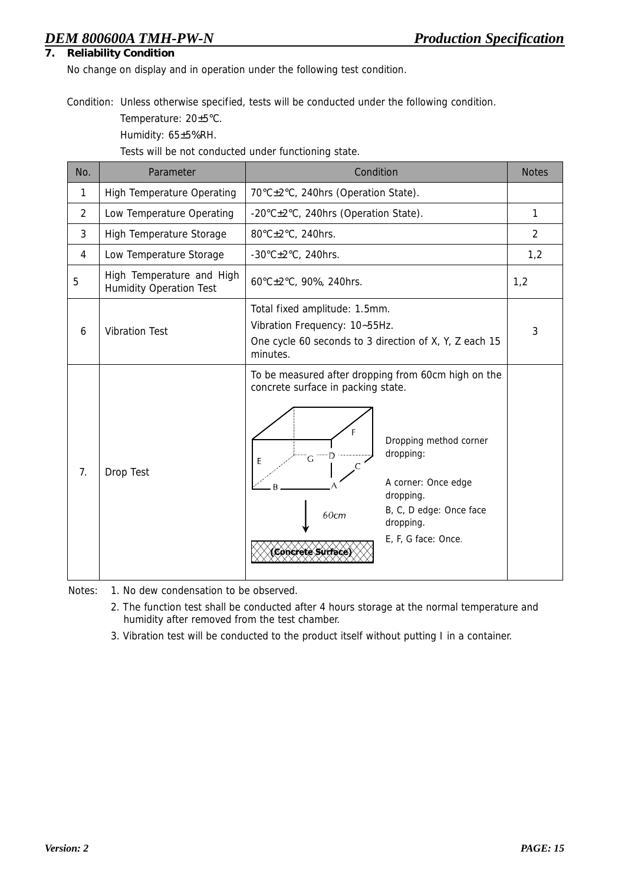## 7. Reliability Condition

No change on display and in operation under the following test condition.

Condition: Unless otherwise specified, tests will be conducted under the following condition.
Temperature: 20±5℃.
Humidity: 65±5%RH.
Tests will be not conducted under functioning state.

| No. | Parameter | Condition | Notes |
|---|---|---|---|
| 1 | High Temperature Operating | 70℃±2℃, 240hrs (Operation State). | |
| 2 | Low Temperature Operating | -20℃±2℃, 240hrs (Operation State). | 1 |
| 3 | High Temperature Storage | 80℃±2℃, 240hrs. | 2 |
| 4 | Low Temperature Storage | -30℃±2℃, 240hrs. | 1,2 |
| 5 | High Temperature and High Humidity Operation Test | 60℃±2℃, 90%, 240hrs. | 1,2 |
| 6 | Vibration Test | Total fixed amplitude: 1.5mm.<br>Vibration Frequency: 10~55Hz.<br>One cycle 60 seconds to 3 direction of X, Y, Z each 15 minutes. | 3 |
| 7. | Drop Test | To be measured after dropping from 60cm high on the concrete surface in packing state.<br>Dropping method corner dropping:<br>A corner: Once edge dropping.<br>B, C, D edge: Once face dropping.<br>E, F, G face: Once.<br>60cm<br>(Concrete Surface) | |

Notes: 1. No dew condensation to be observed.
2. The function test shall be conducted after 4 hours storage at the normal temperature and humidity after removed from the test chamber.
3. Vibration test will be conducted to the product itself without putting I in a container.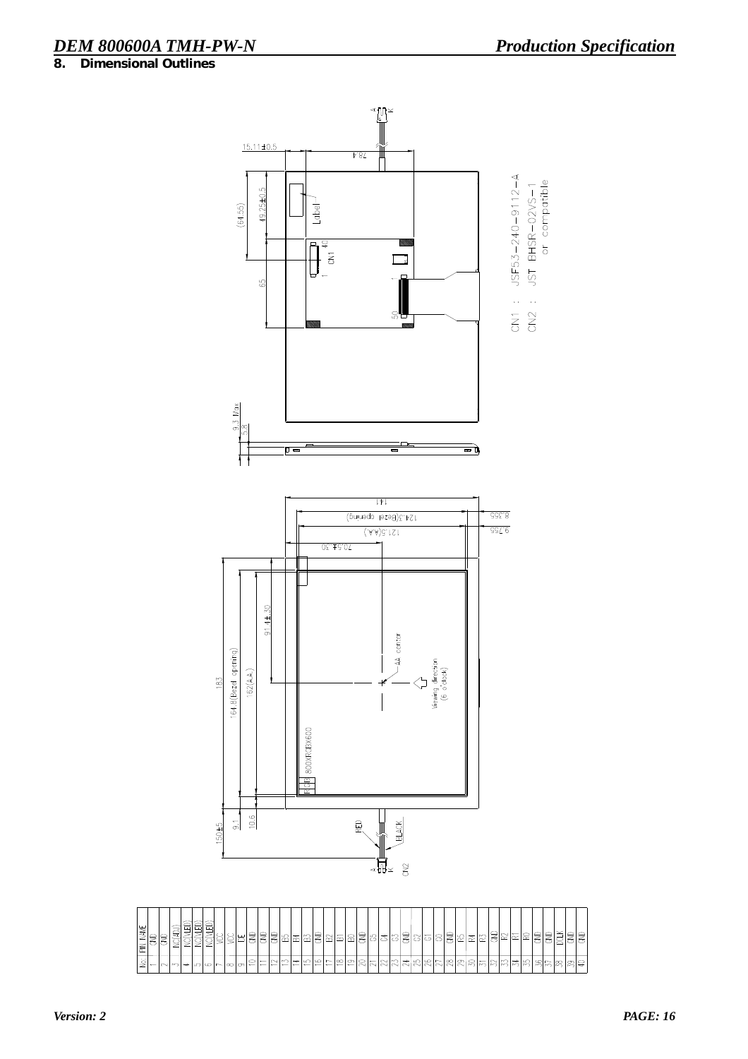## 8. Dimensional Outlines

15.11±0.5

78.4

(64.55)

49.25±0.5

65

Label

CN1

40

1

1

50

CN1 : JSF53-240-9112-A

CN2 : JST BHSR-02VS-1

or compatible

9.3 Max

5.8

141

124.3(Bezel opening)

121.5(A.A.)

70.5±.30

8.355

9.755

183

164.8(Bezel opening)

162(A.A.)

91.4±.30

AA center

Viewing direction (6 o'clock)

800XRGBX600

9.1

10.6

150±5

RED

BLACK

CN2

| No. | PIN NAME |
|---|---|
| 1 | GND |
| 2 | GND |
| 3 | NC(FOU) |
| 4 | NC(VLED) |
| 5 | NC(VLED) |
| 6 | NC(VLED) |
| 7 | VCC |
| 8 | VCC |
| 9 | DE |
| 10 | GND |
| 11 | GND |
| 12 | GND |
| 13 | B5 |
| 14 | B4 |
| 15 | B3 |
| 16 | GND |
| 17 | B2 |
| 18 | B1 |
| 19 | B0 |
| 20 | GND |
| 21 | G5 |
| 22 | G4 |
| 23 | G3 |
| 24 | GND |
| 25 | G2 |
| 26 | G1 |
| 27 | G0 |
| 28 | GND |
| 29 | R5 |
| 30 | R4 |
| 31 | R3 |
| 32 | GND |
| 33 | R2 |
| 34 | R1 |
| 35 | R0 |
| 36 | GND |
| 37 | DCLK |
| 38 | GND |
| 39 | GND |
| 40 | GND |